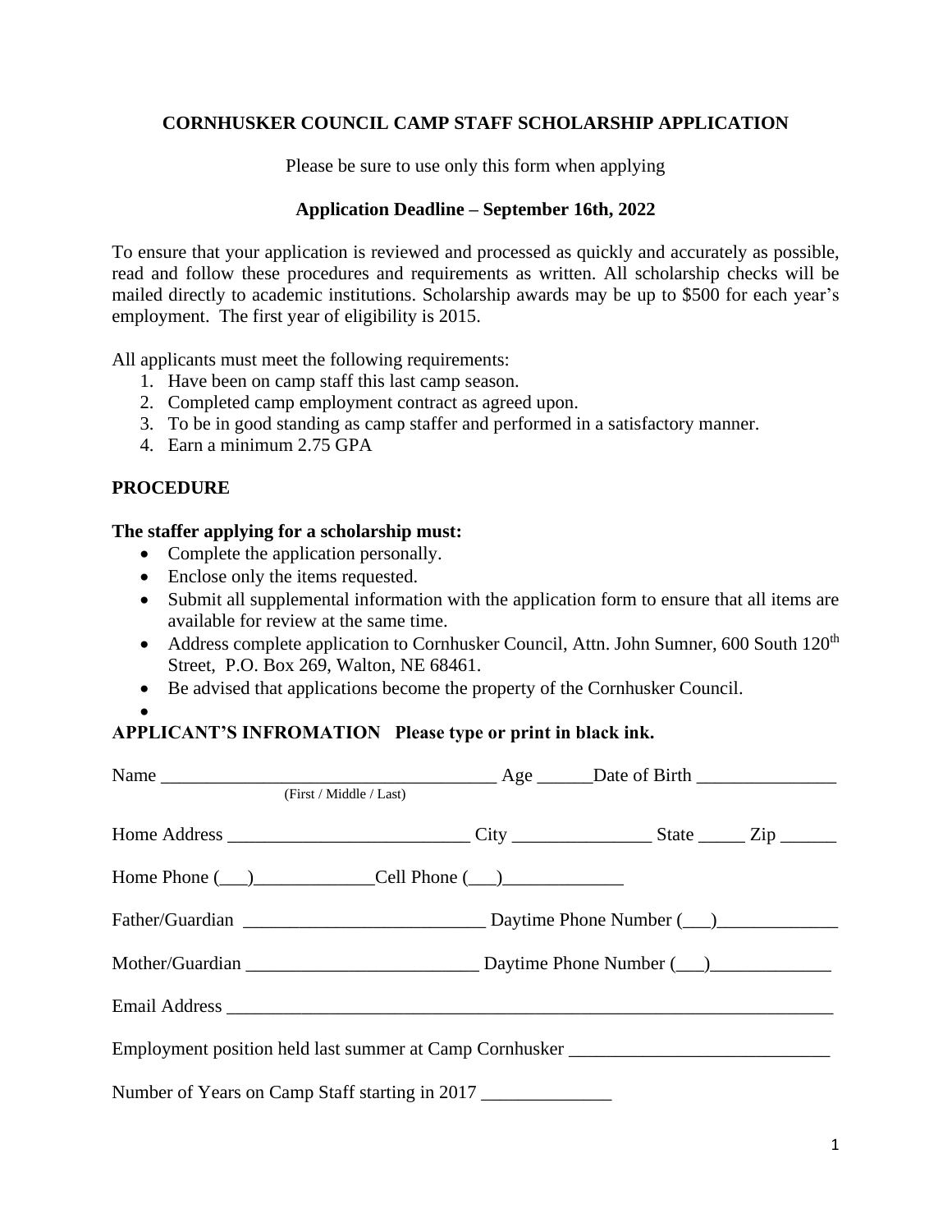# CORNHUSKER COUNCIL CAMP STAFF SCHOLARSHIP APPLICATION

Please be sure to use only this form when applying

**Application Deadline – September 16th, 2022**

To ensure that your application is reviewed and processed as quickly and accurately as possible, read and follow these procedures and requirements as written. All scholarship checks will be mailed directly to academic institutions. Scholarship awards may be up to $500 for each year's employment. The first year of eligibility is 2015.

All applicants must meet the following requirements:

1. Have been on camp staff this last camp season.
2. Completed camp employment contract as agreed upon.
3. To be in good standing as camp staffer and performed in a satisfactory manner.
4. Earn a minimum 2.75 GPA

## PROCEDURE

**The staffer applying for a scholarship must:**

- Complete the application personally.
- Enclose only the items requested.
- Submit all supplemental information with the application form to ensure that all items are available for review at the same time.
- Address complete application to Cornhusker Council, Attn. John Sumner, 600 South 120th Street, P.O. Box 269, Walton, NE 68461.
- Be advised that applications become the property of the Cornhusker Council.

## APPLICANT'S INFROMATION **Please type or print in black ink.**

Name ___________________________________ Age ______Date of Birth _______________
(First / Middle / Last)

Home Address __________________________ City _______________ State _____ Zip ______

Home Phone (___)_____________Cell Phone (___)_____________

Father/Guardian __________________________ Daytime Phone Number (___)_____________

Mother/Guardian _________________________ Daytime Phone Number (___)_____________

Email Address ___________________________________________________________________

Employment position held last summer at Camp Cornhusker ____________________________

Number of Years on Camp Staff starting in 2017 ______________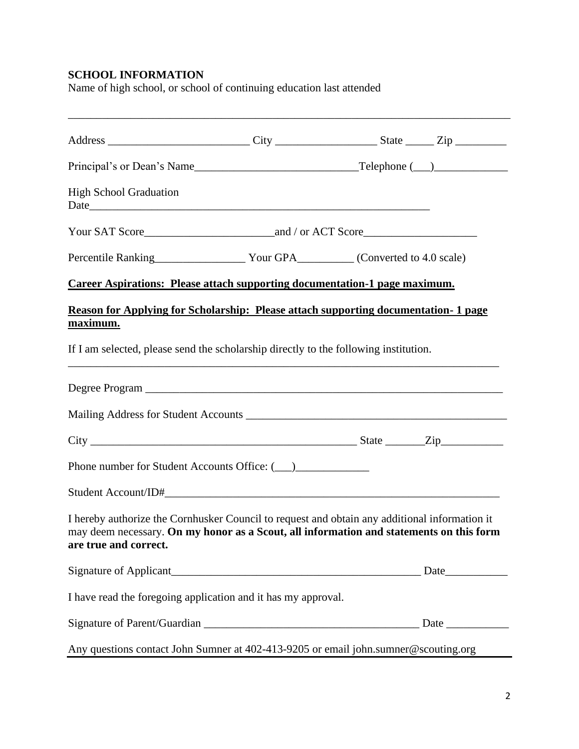**SCHOOL INFORMATION**

Name of high school, or school of continuing education last attended

\_\_\_\_\_\_\_\_\_\_\_\_\_\_\_\_\_\_\_\_\_\_\_\_\_\_\_\_\_\_\_\_\_\_\_\_\_\_\_\_\_\_\_\_\_\_\_\_\_\_\_\_\_\_\_\_\_\_\_\_\_\_\_\_\_\_\_\_\_\_\_\_\_\_\_\_\_\_

Address \_\_\_\_\_\_\_\_\_\_\_\_\_\_\_\_\_\_\_\_\_\_\_\_\_ City \_\_\_\_\_\_\_\_\_\_\_\_\_\_\_\_\_\_ State \_\_\_\_\_ Zip \_\_\_\_\_\_\_\_\_

Principal's or Dean's Name\_\_\_\_\_\_\_\_\_\_\_\_\_\_\_\_\_\_\_\_\_\_\_\_\_\_\_\_Telephone (\_\_\_)\_\_\_\_\_\_\_\_\_\_\_\_\_

High School Graduation Date\_\_\_\_\_\_\_\_\_\_\_\_\_\_\_\_\_\_\_\_\_\_\_\_\_\_\_\_\_\_\_\_\_\_\_\_\_\_\_\_\_\_\_\_\_\_\_\_\_\_\_\_\_\_\_\_\_\_\_\_

Your SAT Score\_\_\_\_\_\_\_\_\_\_\_\_\_\_\_\_\_\_\_\_\_\_\_and / or ACT Score\_\_\_\_\_\_\_\_\_\_\_\_\_\_\_\_\_\_\_\_

Percentile Ranking\_\_\_\_\_\_\_\_\_\_\_\_\_\_\_\_ Your GPA\_\_\_\_\_\_\_\_\_\_ (Converted to 4.0 scale)

**Career Aspirations: Please attach supporting documentation-1 page maximum.**

**Reason for Applying for Scholarship: Please attach supporting documentation- 1 page maximum.**

If I am selected, please send the scholarship directly to the following institution.

\_\_\_\_\_\_\_\_\_\_\_\_\_\_\_\_\_\_\_\_\_\_\_\_\_\_\_\_\_\_\_\_\_\_\_\_\_\_\_\_\_\_\_\_\_\_\_\_\_\_\_\_\_\_\_\_\_\_\_\_\_\_\_\_\_\_\_\_\_\_\_\_\_\_\_\_

Degree Program \_\_\_\_\_\_\_\_\_\_\_\_\_\_\_\_\_\_\_\_\_\_\_\_\_\_\_\_\_\_\_\_\_\_\_\_\_\_\_\_\_\_\_\_\_\_\_\_\_\_\_\_\_\_\_\_\_\_\_\_\_\_\_

Mailing Address for Student Accounts \_\_\_\_\_\_\_\_\_\_\_\_\_\_\_\_\_\_\_\_\_\_\_\_\_\_\_\_\_\_\_\_\_\_\_\_\_\_\_\_\_\_\_\_\_\_

City \_\_\_\_\_\_\_\_\_\_\_\_\_\_\_\_\_\_\_\_\_\_\_\_\_\_\_\_\_\_\_\_\_\_\_\_\_\_\_\_\_\_\_\_\_\_\_\_ State \_\_\_\_\_\_\_Zip\_\_\_\_\_\_\_\_\_\_\_

Phone number for Student Accounts Office: (\_\_\_)\_\_\_\_\_\_\_\_\_\_\_\_\_

Student Account/ID#\_\_\_\_\_\_\_\_\_\_\_\_\_\_\_\_\_\_\_\_\_\_\_\_\_\_\_\_\_\_\_\_\_\_\_\_\_\_\_\_\_\_\_\_\_\_\_\_\_\_\_\_\_\_\_\_\_\_\_\_

I hereby authorize the Cornhusker Council to request and obtain any additional information it may deem necessary. **On my honor as a Scout, all information and statements on this form are true and correct.**

Signature of Applicant\_\_\_\_\_\_\_\_\_\_\_\_\_\_\_\_\_\_\_\_\_\_\_\_\_\_\_\_\_\_\_\_\_\_\_\_\_\_\_\_\_\_\_\_\_ Date\_\_\_\_\_\_\_\_\_\_\_

I have read the foregoing application and it has my approval.

Signature of Parent/Guardian \_\_\_\_\_\_\_\_\_\_\_\_\_\_\_\_\_\_\_\_\_\_\_\_\_\_\_\_\_\_\_\_\_\_\_\_\_\_ Date \_\_\_\_\_\_\_\_\_\_\_

Any questions contact John Sumner at 402-413-9205 or email john.sumner@scouting.org